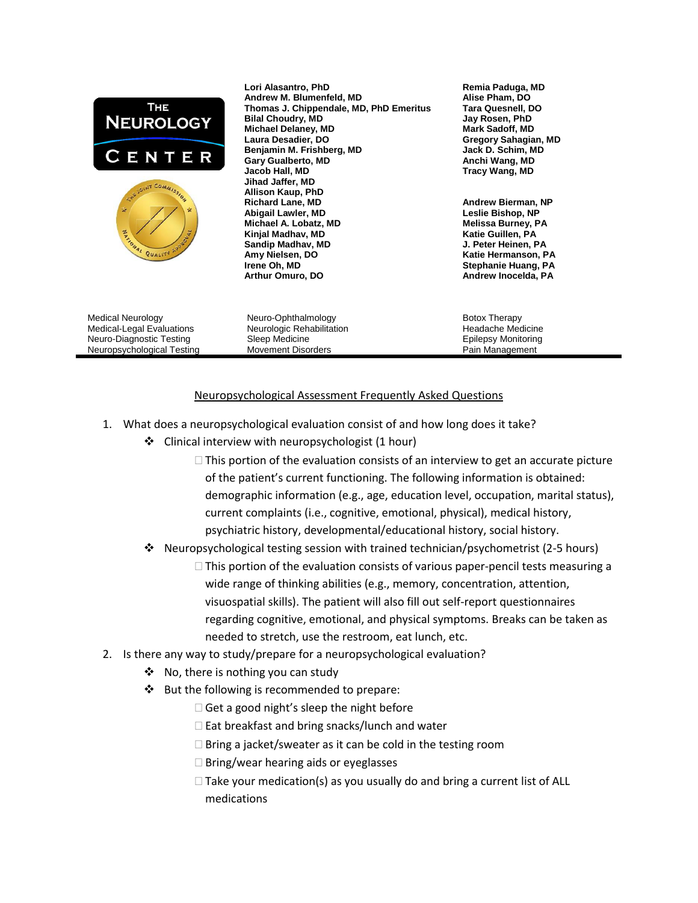**THE NEUROLOGY CENTER**

**Lori Alasantro, PhD**
**Andrew M. Blumenfeld, MD**
**Thomas J. Chippendale, MD, PhD Emeritus**
**Bilal Choudry, MD**
**Michael Delaney, MD**
**Laura Desadier, DO**
**Benjamin M. Frishberg, MD**
**Gary Gualberto, MD**
**Jacob Hall, MD**
**Jihad Jaffer, MD**
**Allison Kaup, PhD**
**Richard Lane, MD**
**Abigail Lawler, MD**
**Michael A. Lobatz, MD**
**Kinjal Madhav, MD**
**Sandip Madhav, MD**
**Amy Nielsen, DO**
**Irene Oh, MD**
**Arthur Omuro, DO**

**Remia Paduga, MD**
**Alise Pham, DO**
**Tara Quesnell, DO**
**Jay Rosen, PhD**
**Mark Sadoff, MD**
**Gregory Sahagian, MD**
**Jack D. Schim, MD**
**Anchi Wang, MD**
**Tracy Wang, MD**

**Andrew Bierman, NP**
**Leslie Bishop, NP**
**Melissa Burney, PA**
**Katie Guillen, PA**
**J. Peter Heinen, PA**
**Katie Hermanson, PA**
**Stephanie Huang, PA**
**Andrew Inocelda, PA**

| | | |
|---|---|---|
| Medical Neurology | Neuro-Ophthalmology | Botox Therapy |
| Medical-Legal Evaluations | Neurologic Rehabilitation | Headache Medicine |
| Neuro-Diagnostic Testing | Sleep Medicine | Epilepsy Monitoring |
| Neuropsychological Testing | Movement Disorders | Pain Management |

## Neuropsychological Assessment Frequently Asked Questions

1. What does a neuropsychological evaluation consist of and how long does it take?
   - Clinical interview with neuropsychologist (1 hour)
     - This portion of the evaluation consists of an interview to get an accurate picture of the patient's current functioning. The following information is obtained: demographic information (e.g., age, education level, occupation, marital status), current complaints (i.e., cognitive, emotional, physical), medical history, psychiatric history, developmental/educational history, social history.
   - Neuropsychological testing session with trained technician/psychometrist (2-5 hours)
     - This portion of the evaluation consists of various paper-pencil tests measuring a wide range of thinking abilities (e.g., memory, concentration, attention, visuospatial skills). The patient will also fill out self-report questionnaires regarding cognitive, emotional, and physical symptoms. Breaks can be taken as needed to stretch, use the restroom, eat lunch, etc.
2. Is there any way to study/prepare for a neuropsychological evaluation?
   - No, there is nothing you can study
   - But the following is recommended to prepare:
     - Get a good night's sleep the night before
     - Eat breakfast and bring snacks/lunch and water
     - Bring a jacket/sweater as it can be cold in the testing room
     - Bring/wear hearing aids or eyeglasses
     - Take your medication(s) as you usually do and bring a current list of ALL medications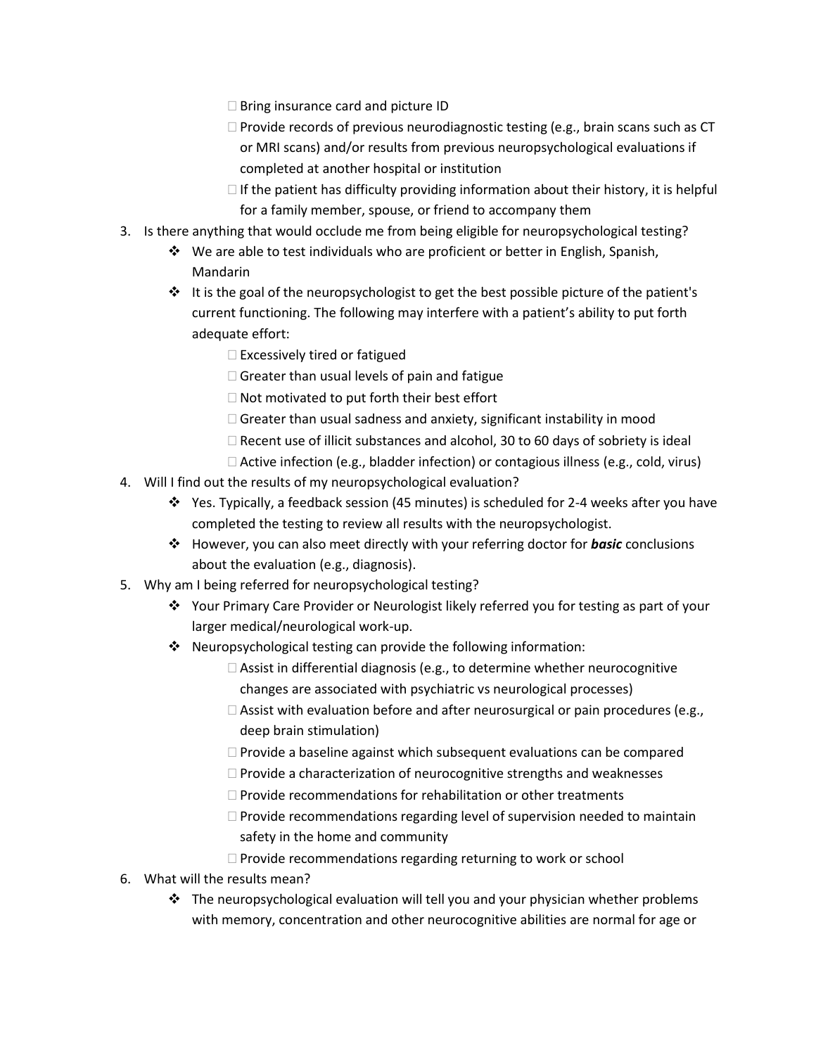- Bring insurance card and picture ID
- Provide records of previous neurodiagnostic testing (e.g., brain scans such as CT or MRI scans) and/or results from previous neuropsychological evaluations if completed at another hospital or institution
- If the patient has difficulty providing information about their history, it is helpful for a family member, spouse, or friend to accompany them

3. Is there anything that would occlude me from being eligible for neuropsychological testing?
   - We are able to test individuals who are proficient or better in English, Spanish, Mandarin
   - It is the goal of the neuropsychologist to get the best possible picture of the patient's current functioning. The following may interfere with a patient's ability to put forth adequate effort:
     - Excessively tired or fatigued
     - Greater than usual levels of pain and fatigue
     - Not motivated to put forth their best effort
     - Greater than usual sadness and anxiety, significant instability in mood
     - Recent use of illicit substances and alcohol, 30 to 60 days of sobriety is ideal
     - Active infection (e.g., bladder infection) or contagious illness (e.g., cold, virus)
4. Will I find out the results of my neuropsychological evaluation?
   - Yes. Typically, a feedback session (45 minutes) is scheduled for 2-4 weeks after you have completed the testing to review all results with the neuropsychologist.
   - However, you can also meet directly with your referring doctor for ***basic*** conclusions about the evaluation (e.g., diagnosis).
5. Why am I being referred for neuropsychological testing?
   - Your Primary Care Provider or Neurologist likely referred you for testing as part of your larger medical/neurological work-up.
   - Neuropsychological testing can provide the following information:
     - Assist in differential diagnosis (e.g., to determine whether neurocognitive changes are associated with psychiatric vs neurological processes)
     - Assist with evaluation before and after neurosurgical or pain procedures (e.g., deep brain stimulation)
     - Provide a baseline against which subsequent evaluations can be compared
     - Provide a characterization of neurocognitive strengths and weaknesses
     - Provide recommendations for rehabilitation or other treatments
     - Provide recommendations regarding level of supervision needed to maintain safety in the home and community
     - Provide recommendations regarding returning to work or school
6. What will the results mean?
   - The neuropsychological evaluation will tell you and your physician whether problems with memory, concentration and other neurocognitive abilities are normal for age or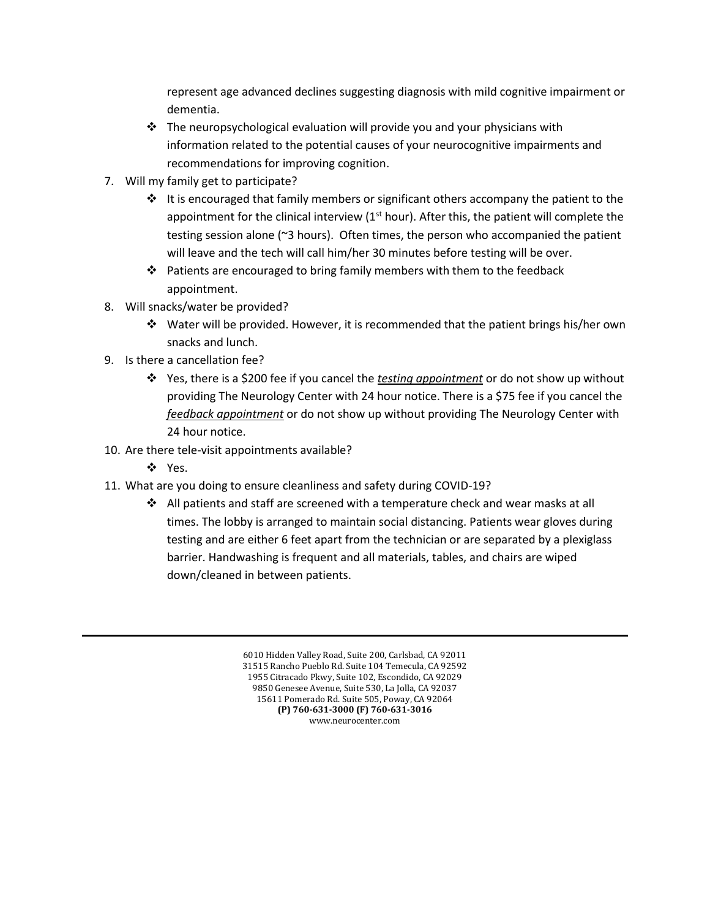represent age advanced declines suggesting diagnosis with mild cognitive impairment or dementia.

- The neuropsychological evaluation will provide you and your physicians with information related to the potential causes of your neurocognitive impairments and recommendations for improving cognition.

7. Will my family get to participate?
   - It is encouraged that family members or significant others accompany the patient to the appointment for the clinical interview (1st hour). After this, the patient will complete the testing session alone (~3 hours). Often times, the person who accompanied the patient will leave and the tech will call him/her 30 minutes before testing will be over.
   - Patients are encouraged to bring family members with them to the feedback appointment.
8. Will snacks/water be provided?
   - Water will be provided. However, it is recommended that the patient brings his/her own snacks and lunch.
9. Is there a cancellation fee?
   - Yes, there is a $200 fee if you cancel the ***testing appointment*** or do not show up without providing The Neurology Center with 24 hour notice. There is a $75 fee if you cancel the ***feedback appointment*** or do not show up without providing The Neurology Center with 24 hour notice.
10. Are there tele-visit appointments available?
    - Yes.
11. What are you doing to ensure cleanliness and safety during COVID-19?
    - All patients and staff are screened with a temperature check and wear masks at all times. The lobby is arranged to maintain social distancing. Patients wear gloves during testing and are either 6 feet apart from the technician or are separated by a plexiglass barrier. Handwashing is frequent and all materials, tables, and chairs are wiped down/cleaned in between patients.

---

6010 Hidden Valley Road, Suite 200, Carlsbad, CA 92011
31515 Rancho Pueblo Rd. Suite 104 Temecula, CA 92592
1955 Citracado Pkwy, Suite 102, Escondido, CA 92029
9850 Genesee Avenue, Suite 530, La Jolla, CA 92037
15611 Pomerado Rd. Suite 505, Poway, CA 92064
**(P) 760-631-3000 (F) 760-631-3016**
www.neurocenter.com